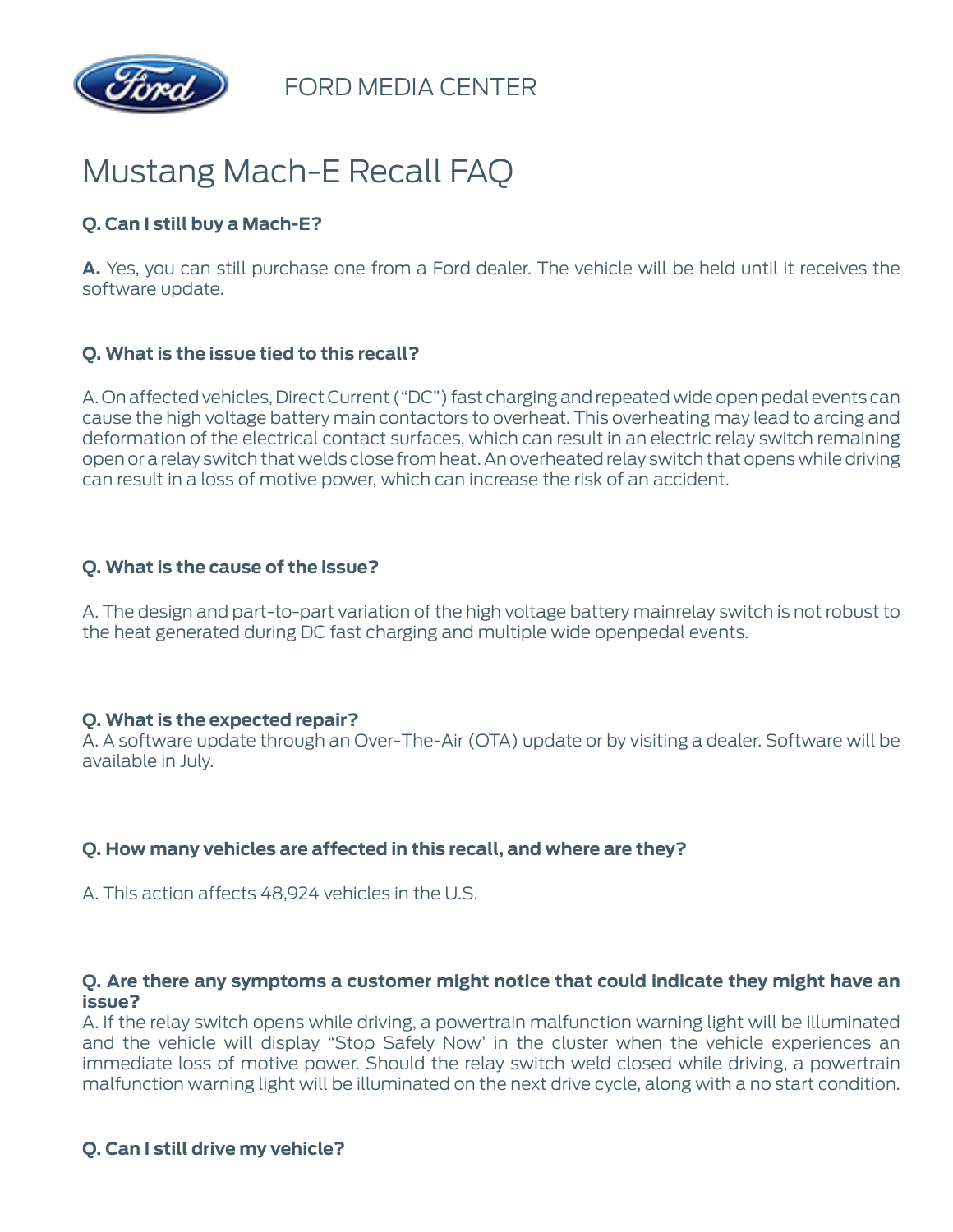FORD MEDIA CENTER

# Mustang Mach-E Recall FAQ

**Q. Can I still buy a Mach-E?**

**A.** Yes, you can still purchase one from a Ford dealer. The vehicle will be held until it receives the software update.

**Q. What is the issue tied to this recall?**

A. On affected vehicles, Direct Current ("DC") fast charging and repeated wide open pedal events can cause the high voltage battery main contactors to overheat. This overheating may lead to arcing and deformation of the electrical contact surfaces, which can result in an electric relay switch remaining open or a relay switch that welds close from heat. An overheated relay switch that opens while driving can result in a loss of motive power, which can increase the risk of an accident.

**Q. What is the cause of the issue?**

A. The design and part-to-part variation of the high voltage battery mainrelay switch is not robust to the heat generated during DC fast charging and multiple wide openpedal events.

**Q. What is the expected repair?**

A. A software update through an Over-The-Air (OTA) update or by visiting a dealer. Software will be available in July.

**Q. How many vehicles are affected in this recall, and where are they?**

A. This action affects 48,924 vehicles in the U.S.

**Q. Are there any symptoms a customer might notice that could indicate they might have an issue?**

A. If the relay switch opens while driving, a powertrain malfunction warning light will be illuminated and the vehicle will display "Stop Safely Now' in the cluster when the vehicle experiences an immediate loss of motive power. Should the relay switch weld closed while driving, a powertrain malfunction warning light will be illuminated on the next drive cycle, along with a no start condition.

**Q. Can I still drive my vehicle?**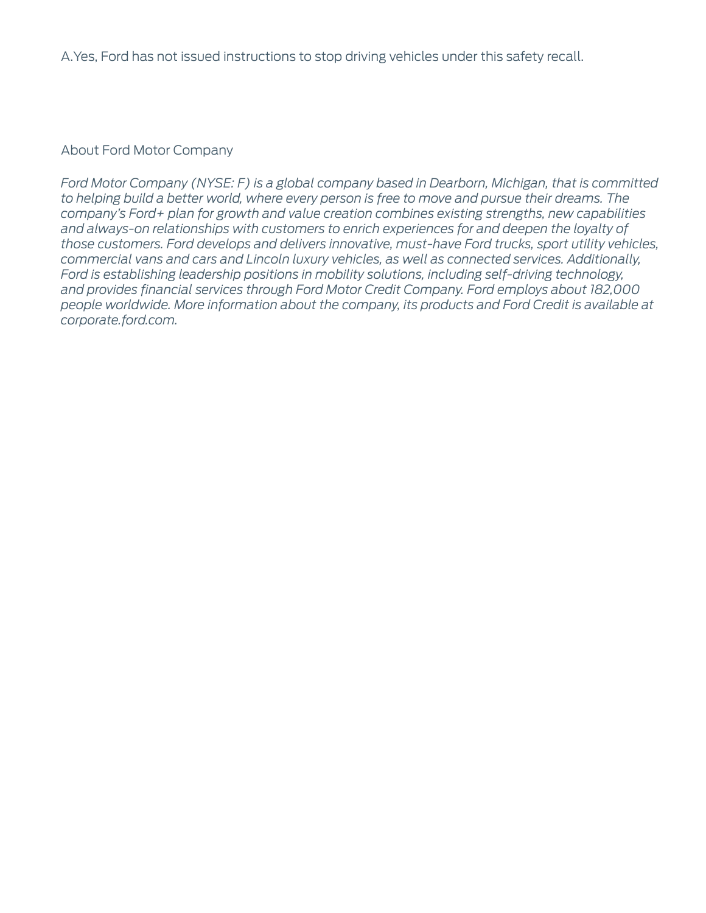A.Yes, Ford has not issued instructions to stop driving vehicles under this safety recall.

## About Ford Motor Company

*Ford Motor Company (NYSE: F) is a global company based in Dearborn, Michigan, that is committed to helping build a better world, where every person is free to move and pursue their dreams. The company's Ford+ plan for growth and value creation combines existing strengths, new capabilities and always-on relationships with customers to enrich experiences for and deepen the loyalty of those customers. Ford develops and delivers innovative, must-have Ford trucks, sport utility vehicles, commercial vans and cars and Lincoln luxury vehicles, as well as connected services. Additionally, Ford is establishing leadership positions in mobility solutions, including self-driving technology, and provides financial services through Ford Motor Credit Company. Ford employs about 182,000 people worldwide. More information about the company, its products and Ford Credit is available at corporate.ford.com.*